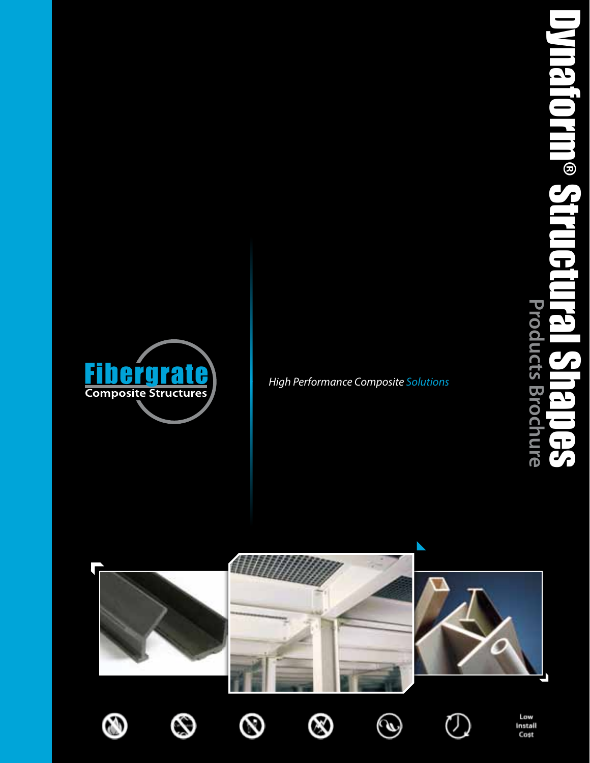# Dynaform® Structural Shapes

## Products Brochure

Fibergrate
Composite Structures

*High Performance Composite Solutions*

Low Install Cost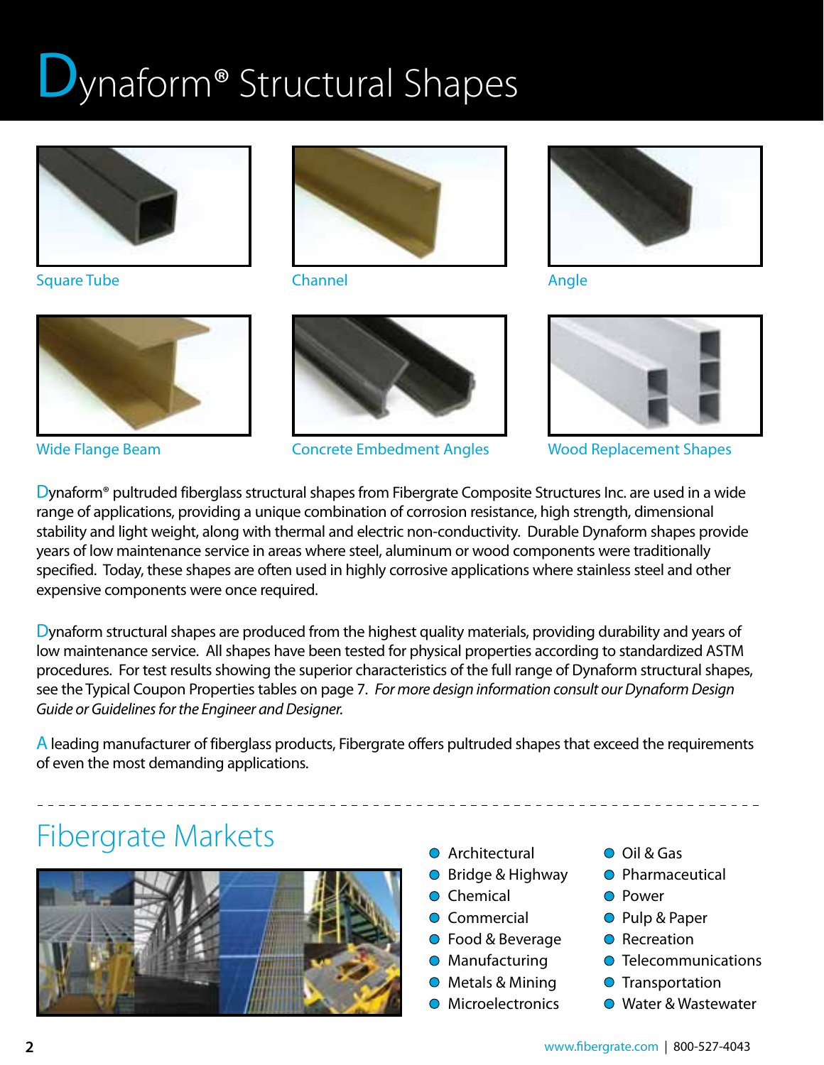# Dynaform® Structural Shapes

Square Tube

Channel

Angle

Wide Flange Beam

Concrete Embedment Angles

Wood Replacement Shapes

Dynaform® pultruded fiberglass structural shapes from Fibergrate Composite Structures Inc. are used in a wide range of applications, providing a unique combination of corrosion resistance, high strength, dimensional stability and light weight, along with thermal and electric non-conductivity. Durable Dynaform shapes provide years of low maintenance service in areas where steel, aluminum or wood components were traditionally specified. Today, these shapes are often used in highly corrosive applications where stainless steel and other expensive components were once required.

Dynaform structural shapes are produced from the highest quality materials, providing durability and years of low maintenance service. All shapes have been tested for physical properties according to standardized ASTM procedures. For test results showing the superior characteristics of the full range of Dynaform structural shapes, see the Typical Coupon Properties tables on page 7. *For more design information consult our Dynaform Design Guide or Guidelines for the Engineer and Designer.*

A leading manufacturer of fiberglass products, Fibergrate offers pultruded shapes that exceed the requirements of even the most demanding applications.

## Fibergrate Markets

- Architectural
- Bridge & Highway
- Chemical
- Commercial
- Food & Beverage
- Manufacturing
- Metals & Mining
- Microelectronics
- Oil & Gas
- Pharmaceutical
- Power
- Pulp & Paper
- Recreation
- Telecommunications
- Transportation
- Water & Wastewater

www.fibergrate.com | 800-527-4043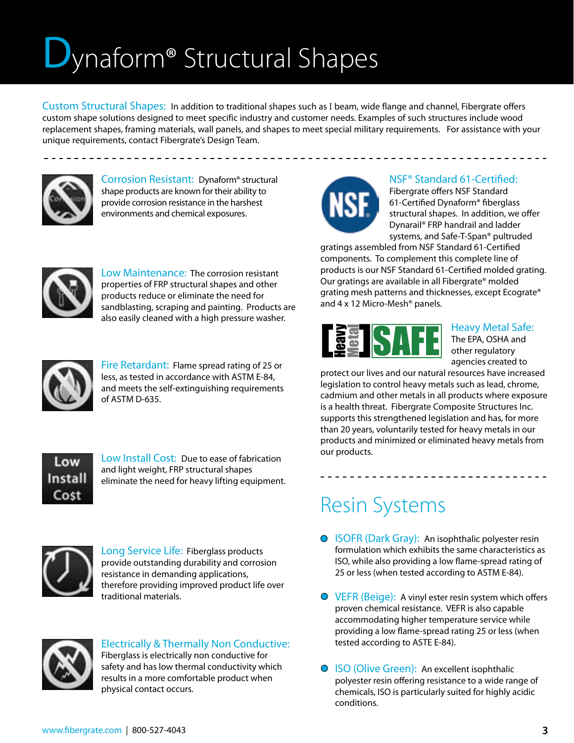# Dynaform® Structural Shapes

**Custom Structural Shapes:** In addition to traditional shapes such as I beam, wide flange and channel, Fibergrate offers custom shape solutions designed to meet specific industry and customer needs. Examples of such structures include wood replacement shapes, framing materials, wall panels, and shapes to meet special military requirements. For assistance with your unique requirements, contact Fibergrate's Design Team.

---

**Corrosion Resistant:** Dynaform® structural shape products are known for their ability to provide corrosion resistance in the harshest environments and chemical exposures.

**Low Maintenance:** The corrosion resistant properties of FRP structural shapes and other products reduce or eliminate the need for sandblasting, scraping and painting. Products are also easily cleaned with a high pressure washer.

**Fire Retardant:** Flame spread rating of 25 or less, as tested in accordance with ASTM E-84, and meets the self-extinguishing requirements of ASTM D-635.

**Low Install Cost:** Due to ease of fabrication and light weight, FRP structural shapes eliminate the need for heavy lifting equipment.

**Long Service Life:** Fiberglass products provide outstanding durability and corrosion resistance in demanding applications, therefore providing improved product life over traditional materials.

**Electrically & Thermally Non Conductive:** Fiberglass is electrically non conductive for safety and has low thermal conductivity which results in a more comfortable product when physical contact occurs.

**NSF® Standard 61-Certified:** Fibergrate offers NSF Standard 61-Certified Dynaform® fiberglass structural shapes. In addition, we offer Dynarail® FRP handrail and ladder systems, and Safe-T-Span® pultruded gratings assembled from NSF Standard 61-Certified components. To complement this complete line of products is our NSF Standard 61-Certified molded grating. Our gratings are available in all Fibergrate® molded grating mesh patterns and thicknesses, except Ecograte® and 4 x 12 Micro-Mesh® panels.

**Heavy Metal Safe:** The EPA, OSHA and other regulatory agencies created to protect our lives and our natural resources have increased legislation to control heavy metals such as lead, chrome, cadmium and other metals in all products where exposure is a health threat. Fibergrate Composite Structures Inc. supports this strengthened legislation and has, for more than 20 years, voluntarily tested for heavy metals in our products and minimized or eliminated heavy metals from our products.

---

## Resin Systems

- **ISOFR (Dark Gray):** An isophthalic polyester resin formulation which exhibits the same characteristics as ISO, while also providing a low flame-spread rating of 25 or less (when tested according to ASTM E-84).
- **VEFR (Beige):** A vinyl ester resin system which offers proven chemical resistance. VEFR is also capable accommodating higher temperature service while providing a low flame-spread rating 25 or less (when tested according to ASTE E-84).
- **ISO (Olive Green):** An excellent isophthalic polyester resin offering resistance to a wide range of chemicals, ISO is particularly suited for highly acidic conditions.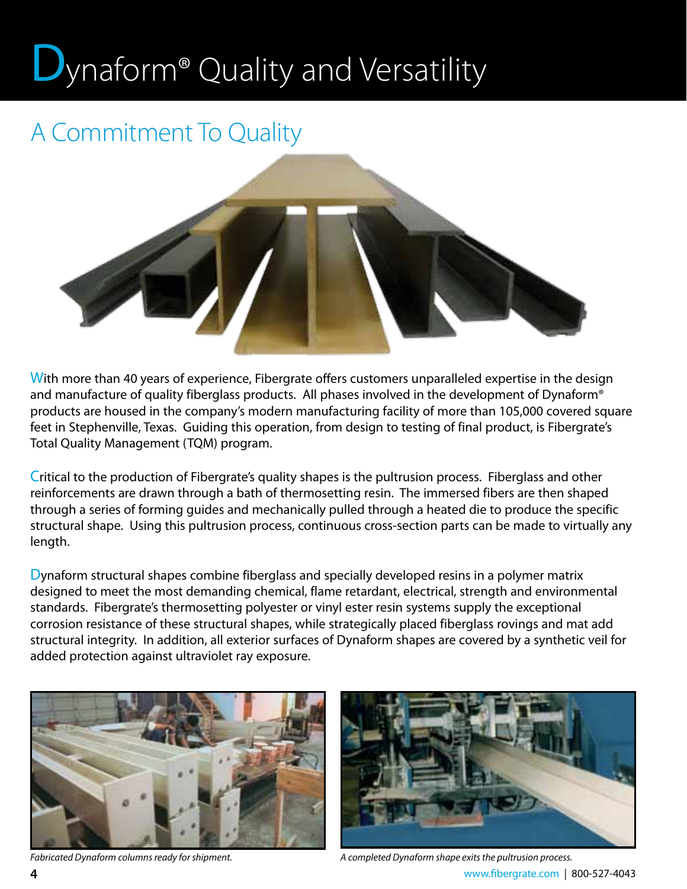# Dynaform® Quality and Versatility

## A Commitment To Quality

With more than 40 years of experience, Fibergrate offers customers unparalleled expertise in the design and manufacture of quality fiberglass products. All phases involved in the development of Dynaform® products are housed in the company's modern manufacturing facility of more than 105,000 covered square feet in Stephenville, Texas. Guiding this operation, from design to testing of final product, is Fibergrate's Total Quality Management (TQM) program.

Critical to the production of Fibergrate's quality shapes is the pultrusion process. Fiberglass and other reinforcements are drawn through a bath of thermosetting resin. The immersed fibers are then shaped through a series of forming guides and mechanically pulled through a heated die to produce the specific structural shape. Using this pultrusion process, continuous cross-section parts can be made to virtually any length.

Dynaform structural shapes combine fiberglass and specially developed resins in a polymer matrix designed to meet the most demanding chemical, flame retardant, electrical, strength and environmental standards. Fibergrate's thermosetting polyester or vinyl ester resin systems supply the exceptional corrosion resistance of these structural shapes, while strategically placed fiberglass rovings and mat add structural integrity. In addition, all exterior surfaces of Dynaform shapes are covered by a synthetic veil for added protection against ultraviolet ray exposure.

*Fabricated Dynaform columns ready for shipment.*

*A completed Dynaform shape exits the pultrusion process.*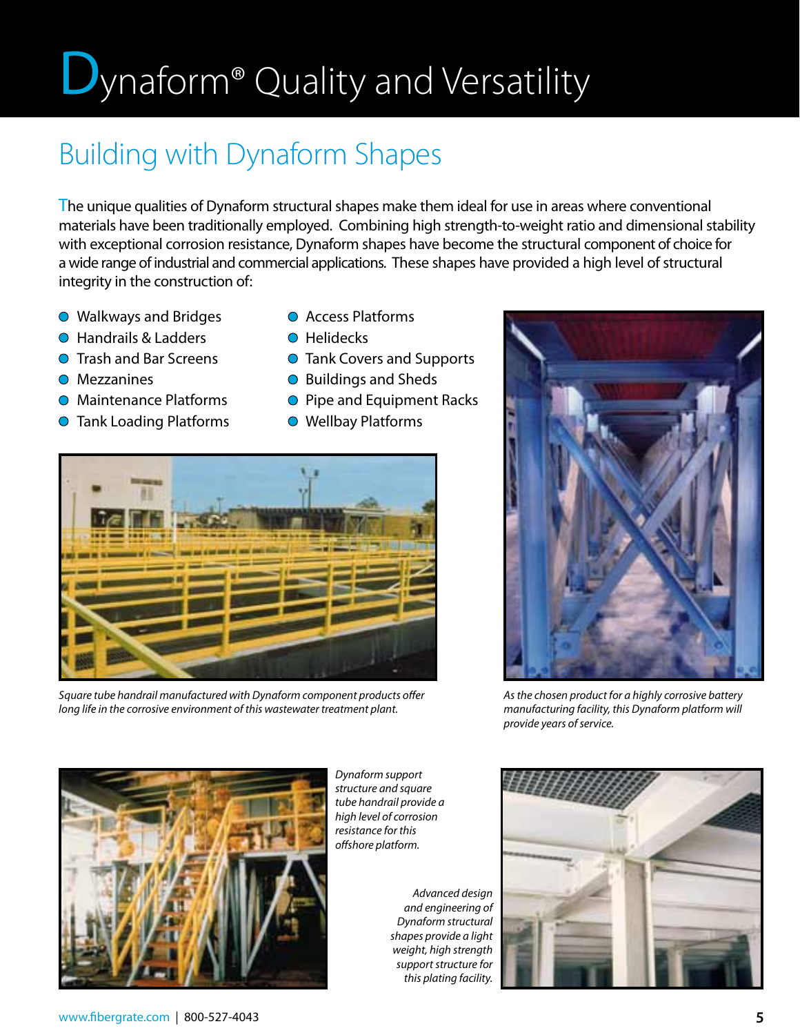# Dynaform® Quality and Versatility

## Building with Dynaform Shapes

The unique qualities of Dynaform structural shapes make them ideal for use in areas where conventional materials have been traditionally employed. Combining high strength-to-weight ratio and dimensional stability with exceptional corrosion resistance, Dynaform shapes have become the structural component of choice for a wide range of industrial and commercial applications. These shapes have provided a high level of structural integrity in the construction of:

- Walkways and Bridges
- Handrails & Ladders
- Trash and Bar Screens
- Mezzanines
- Maintenance Platforms
- Tank Loading Platforms
- Access Platforms
- Helidecks
- Tank Covers and Supports
- Buildings and Sheds
- Pipe and Equipment Racks
- Wellbay Platforms

*Square tube handrail manufactured with Dynaform component products offer long life in the corrosive environment of this wastewater treatment plant.*

*As the chosen product for a highly corrosive battery manufacturing facility, this Dynaform platform will provide years of service.*

*Dynaform support structure and square tube handrail provide a high level of corrosion resistance for this offshore platform.*

*Advanced design and engineering of Dynaform structural shapes provide a light weight, high strength support structure for this plating facility.*

www.fibergrate.com | 800-527-4043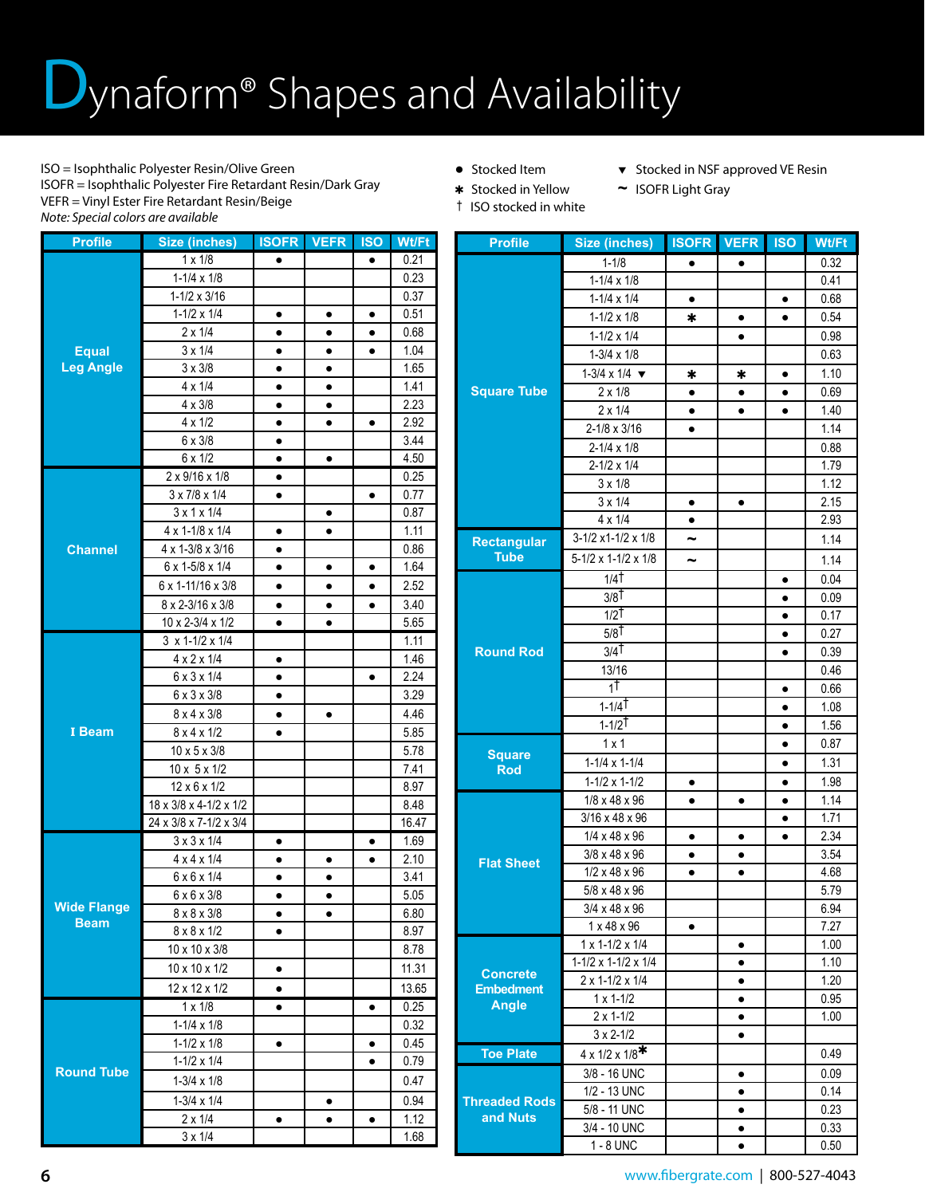# Dynaform® Shapes and Availability

ISO = Isophthalic Polyester Resin/Olive Green
ISOFR = Isophthalic Polyester Fire Retardant Resin/Dark Gray
VEFR = Vinyl Ester Fire Retardant Resin/Beige
*Note: Special colors are available*

- ● Stocked Item
- ✱ Stocked in Yellow
- † ISO stocked in white
- ▼ Stocked in NSF approved VE Resin
- ~ ISOFR Light Gray

| Profile | Size (inches) | ISOFR | VEFR | ISO | Wt/Ft |
|---|---|---|---|---|---|
| Equal Leg Angle | 1 x 1/8 | ● | | ● | 0.21 |
| | 1-1/4 x 1/8 | | | | 0.23 |
| | 1-1/2 x 3/16 | | | | 0.37 |
| | 1-1/2 x 1/4 | ● | ● | ● | 0.51 |
| | 2 x 1/4 | ● | ● | ● | 0.68 |
| | 3 x 1/4 | ● | ● | ● | 1.04 |
| | 3 x 3/8 | ● | ● | | 1.65 |
| | 4 x 1/4 | ● | ● | | 1.41 |
| | 4 x 3/8 | ● | ● | | 2.23 |
| | 4 x 1/2 | ● | ● | ● | 2.92 |
| | 6 x 3/8 | ● | | | 3.44 |
| | 6 x 1/2 | ● | ● | | 4.50 |
| Channel | 2 x 9/16 x 1/8 | ● | | | 0.25 |
| | 3 x 7/8 x 1/4 | ● | | ● | 0.77 |
| | 3 x 1 x 1/4 | | ● | | 0.87 |
| | 4 x 1-1/8 x 1/4 | ● | ● | | 1.11 |
| | 4 x 1-3/8 x 3/16 | ● | | | 0.86 |
| | 6 x 1-5/8 x 1/4 | ● | ● | ● | 1.64 |
| | 6 x 1-11/16 x 3/8 | ● | ● | ● | 2.52 |
| | 8 x 2-3/16 x 3/8 | ● | ● | ● | 3.40 |
| | 10 x 2-3/4 x 1/2 | ● | ● | | 5.65 |
| I Beam | 3 x 1-1/2 x 1/4 | | | | 1.11 |
| | 4 x 2 x 1/4 | ● | | | 1.46 |
| | 6 x 3 x 1/4 | ● | | ● | 2.24 |
| | 6 x 3 x 3/8 | ● | | | 3.29 |
| | 8 x 4 x 3/8 | ● | ● | | 4.46 |
| | 8 x 4 x 1/2 | ● | | | 5.85 |
| | 10 x 5 x 3/8 | | | | 5.78 |
| | 10 x 5 x 1/2 | | | | 7.41 |
| | 12 x 6 x 1/2 | | | | 8.97 |
| | 18 x 3/8 x 4-1/2 x 1/2 | | | | 8.48 |
| | 24 x 3/8 x 7-1/2 x 3/4 | | | | 16.47 |
| Wide Flange Beam | 3 x 3 x 1/4 | ● | | ● | 1.69 |
| | 4 x 4 x 1/4 | ● | ● | ● | 2.10 |
| | 6 x 6 x 1/4 | ● | ● | | 3.41 |
| | 6 x 6 x 3/8 | ● | ● | | 5.05 |
| | 8 x 8 x 3/8 | ● | ● | | 6.80 |
| | 8 x 8 x 1/2 | ● | | | 8.97 |
| | 10 x 10 x 3/8 | | | | 8.78 |
| | 10 x 10 x 1/2 | ● | | | 11.31 |
| | 12 x 12 x 1/2 | ● | | | 13.65 |
| Round Tube | 1 x 1/8 | ● | | ● | 0.25 |
| | 1-1/4 x 1/8 | | | | 0.32 |
| | 1-1/2 x 1/8 | ● | | ● | 0.45 |
| | 1-1/2 x 1/4 | | | ● | 0.79 |
| | 1-3/4 x 1/8 | | | | 0.47 |
| | 1-3/4 x 1/4 | | ● | | 0.94 |
| | 2 x 1/4 | ● | ● | ● | 1.12 |
| | 3 x 1/4 | | | | 1.68 |

| Profile | Size (inches) | ISOFR | VEFR | ISO | Wt/Ft |
|---|---|---|---|---|---|
| Square Tube | 1-1/8 | ● | ● | | 0.32 |
| | 1-1/4 x 1/8 | | | | 0.41 |
| | 1-1/4 x 1/4 | ● | | ● | 0.68 |
| | 1-1/2 x 1/8 | ✱ | ● | ● | 0.54 |
| | 1-1/2 x 1/4 | | ● | | 0.98 |
| | 1-3/4 x 1/8 | | | | 0.63 |
| | 1-3/4 x 1/4 ▼ | ✱ | ✱ | ● | 1.10 |
| | 2 x 1/8 | ● | ● | ● | 0.69 |
| | 2 x 1/4 | ● | ● | ● | 1.40 |
| | 2-1/8 x 3/16 | ● | | | 1.14 |
| | 2-1/4 x 1/8 | | | | 0.88 |
| | 2-1/2 x 1/4 | | | | 1.79 |
| | 3 x 1/8 | | | | 1.12 |
| | 3 x 1/4 | ● | ● | | 2.15 |
| | 4 x 1/4 | ● | | | 2.93 |
| Rectangular Tube | 3-1/2 x1-1/2 x 1/8 | ~ | | | 1.14 |
| | 5-1/2 x 1-1/2 x 1/8 | ~ | | | 1.14 |
| Round Rod | 1/4† | | | ● | 0.04 |
| | 3/8† | | | ● | 0.09 |
| | 1/2† | | | ● | 0.17 |
| | 5/8† | | | ● | 0.27 |
| | 3/4† | | | ● | 0.39 |
| | 13/16 | | | | 0.46 |
| | 1† | | | ● | 0.66 |
| | 1-1/4† | | | ● | 1.08 |
| | 1-1/2† | | | ● | 1.56 |
| Square Rod | 1 x 1 | | | ● | 0.87 |
| | 1-1/4 x 1-1/4 | | | ● | 1.31 |
| | 1-1/2 x 1-1/2 | ● | | ● | 1.98 |
| Flat Sheet | 1/8 x 48 x 96 | ● | ● | ● | 1.14 |
| | 3/16 x 48 x 96 | | | ● | 1.71 |
| | 1/4 x 48 x 96 | ● | ● | ● | 2.34 |
| | 3/8 x 48 x 96 | ● | ● | | 3.54 |
| | 1/2 x 48 x 96 | ● | ● | | 4.68 |
| | 5/8 x 48 x 96 | | | | 5.79 |
| | 3/4 x 48 x 96 | | | | 6.94 |
| | 1 x 48 x 96 | ● | | | 7.27 |
| Concrete Embedment Angle | 1 x 1-1/2 x 1/4 | | ● | | 1.00 |
| | 1-1/2 x 1-1/2 x 1/4 | | ● | | 1.10 |
| | 2 x 1-1/2 x 1/4 | | ● | | 1.20 |
| | 1 x 1-1/2 | | ● | | 0.95 |
| | 2 x 1-1/2 | | ● | | 1.00 |
| | 3 x 2-1/2 | | ● | | |
| Toe Plate | 4 x 1/2 x 1/8✱ | | | | 0.49 |
| Threaded Rods and Nuts | 3/8 - 16 UNC | | ● | | 0.09 |
| | 1/2 - 13 UNC | | ● | | 0.14 |
| | 5/8 - 11 UNC | | ● | | 0.23 |
| | 3/4 - 10 UNC | | ● | | 0.33 |
| | 1 - 8 UNC | | ● | | 0.50 |

www.fibergrate.com | 800-527-4043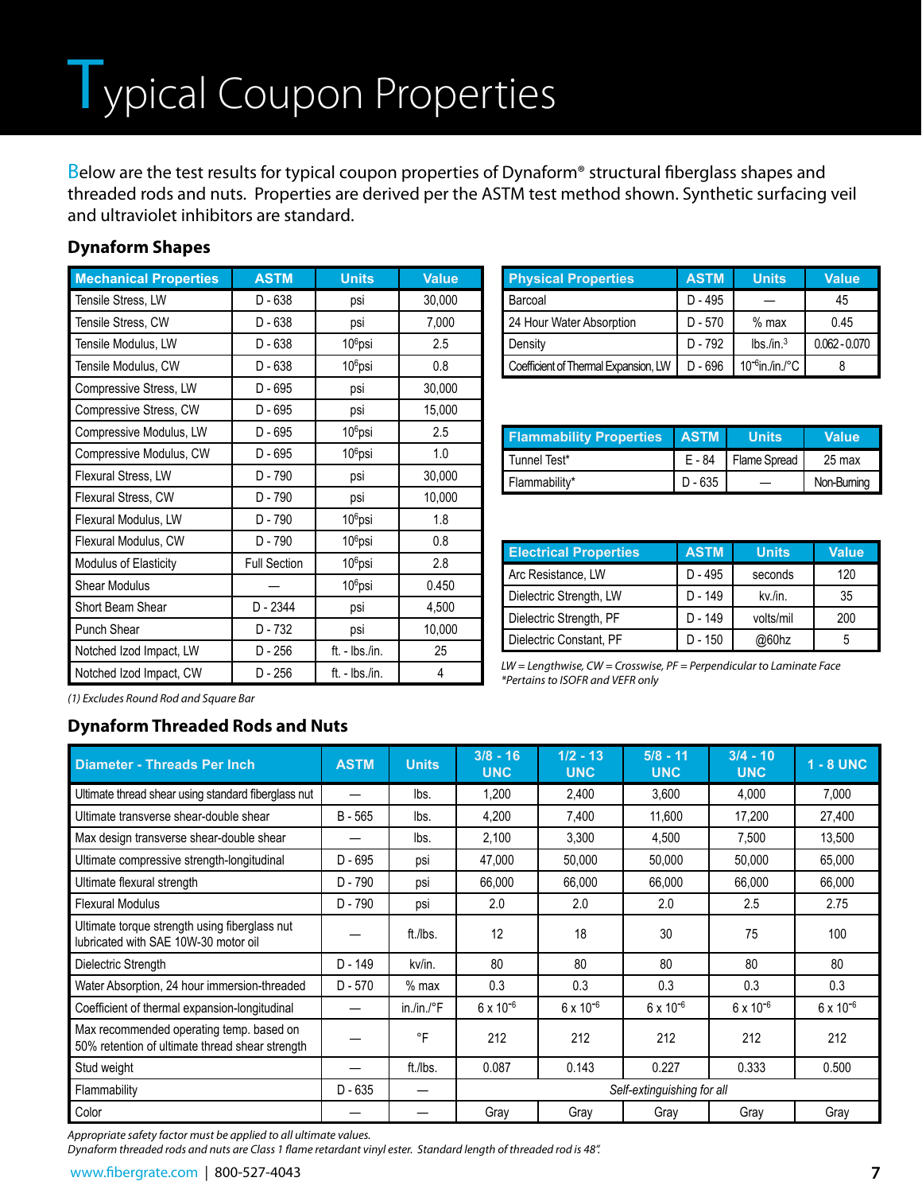# Typical Coupon Properties

Below are the test results for typical coupon properties of Dynaform® structural fiberglass shapes and threaded rods and nuts. Properties are derived per the ASTM test method shown. Synthetic surfacing veil and ultraviolet inhibitors are standard.

## Dynaform Shapes

| Mechanical Properties | ASTM | Units | Value |
|---|---|---|---|
| Tensile Stress, LW | D - 638 | psi | 30,000 |
| Tensile Stress, CW | D - 638 | psi | 7,000 |
| Tensile Modulus, LW | D - 638 | $10^6$psi | 2.5 |
| Tensile Modulus, CW | D - 638 | $10^6$psi | 0.8 |
| Compressive Stress, LW | D - 695 | psi | 30,000 |
| Compressive Stress, CW | D - 695 | psi | 15,000 |
| Compressive Modulus, LW | D - 695 | $10^6$psi | 2.5 |
| Compressive Modulus, CW | D - 695 | $10^6$psi | 1.0 |
| Flexural Stress, LW | D - 790 | psi | 30,000 |
| Flexural Stress, CW | D - 790 | psi | 10,000 |
| Flexural Modulus, LW | D - 790 | $10^6$psi | 1.8 |
| Flexural Modulus, CW | D - 790 | $10^6$psi | 0.8 |
| Modulus of Elasticity | Full Section | $10^6$psi | 2.8 |
| Shear Modulus | — | $10^6$psi | 0.450 |
| Short Beam Shear | D - 2344 | psi | 4,500 |
| Punch Shear | D - 732 | psi | 10,000 |
| Notched Izod Impact, LW | D - 256 | ft. - lbs./in. | 25 |
| Notched Izod Impact, CW | D - 256 | ft. - lbs./in. | 4 |

*(1) Excludes Round Rod and Square Bar*

| Physical Properties | ASTM | Units | Value |
|---|---|---|---|
| Barcoal | D - 495 | — | 45 |
| 24 Hour Water Absorption | D - 570 | % max | 0.45 |
| Density | D - 792 | lbs./in.$^3$ | 0.062 - 0.070 |
| Coefficient of Thermal Expansion, LW | D - 696 | $10^{-6}$in./in./°C | 8 |

| Flammability Properties | ASTM | Units | Value |
|---|---|---|---|
| Tunnel Test* | E - 84 | Flame Spread | 25 max |
| Flammability* | D - 635 | — | Non-Burning |

| Electrical Properties | ASTM | Units | Value |
|---|---|---|---|
| Arc Resistance, LW | D - 495 | seconds | 120 |
| Dielectric Strength, LW | D - 149 | kv./in. | 35 |
| Dielectric Strength, PF | D - 149 | volts/mil | 200 |
| Dielectric Constant, PF | D - 150 | @60hz | 5 |

*LW = Lengthwise, CW = Crosswise, PF = Perpendicular to Laminate Face*
*\*Pertains to ISOFR and VEFR only*

## Dynaform Threaded Rods and Nuts

| Diameter - Threads Per Inch | ASTM | Units | 3/8 - 16 UNC | 1/2 - 13 UNC | 5/8 - 11 UNC | 3/4 - 10 UNC | 1 - 8 UNC |
|---|---|---|---|---|---|---|---|
| Ultimate thread shear using standard fiberglass nut | — | lbs. | 1,200 | 2,400 | 3,600 | 4,000 | 7,000 |
| Ultimate transverse shear-double shear | B - 565 | lbs. | 4,200 | 7,400 | 11,600 | 17,200 | 27,400 |
| Max design transverse shear-double shear | — | lbs. | 2,100 | 3,300 | 4,500 | 7,500 | 13,500 |
| Ultimate compressive strength-longitudinal | D - 695 | psi | 47,000 | 50,000 | 50,000 | 50,000 | 65,000 |
| Ultimate flexural strength | D - 790 | psi | 66,000 | 66,000 | 66,000 | 66,000 | 66,000 |
| Flexural Modulus | D - 790 | psi | 2.0 | 2.0 | 2.0 | 2.5 | 2.75 |
| Ultimate torque strength using fiberglass nut lubricated with SAE 10W-30 motor oil | — | ft./lbs. | 12 | 18 | 30 | 75 | 100 |
| Dielectric Strength | D - 149 | kv/in. | 80 | 80 | 80 | 80 | 80 |
| Water Absorption, 24 hour immersion-threaded | D - 570 | % max | 0.3 | 0.3 | 0.3 | 0.3 | 0.3 |
| Coefficient of thermal expansion-longitudinal | — | in./in./°F | $6 \times 10^{-6}$ | $6 \times 10^{-6}$ | $6 \times 10^{-6}$ | $6 \times 10^{-6}$ | $6 \times 10^{-6}$ |
| Max recommended operating temp. based on 50% retention of ultimate thread shear strength | — | °F | 212 | 212 | 212 | 212 | 212 |
| Stud weight | — | ft./lbs. | 0.087 | 0.143 | 0.227 | 0.333 | 0.500 |
| Flammability | D - 635 | — | *Self-extinguishing for all* | | | | |
| Color | — | — | Gray | Gray | Gray | Gray | Gray |

*Appropriate safety factor must be applied to all ultimate values.*
*Dynaform threaded rods and nuts are Class 1 flame retardant vinyl ester. Standard length of threaded rod is 48".*

www.fibergrate.com | 800-527-4043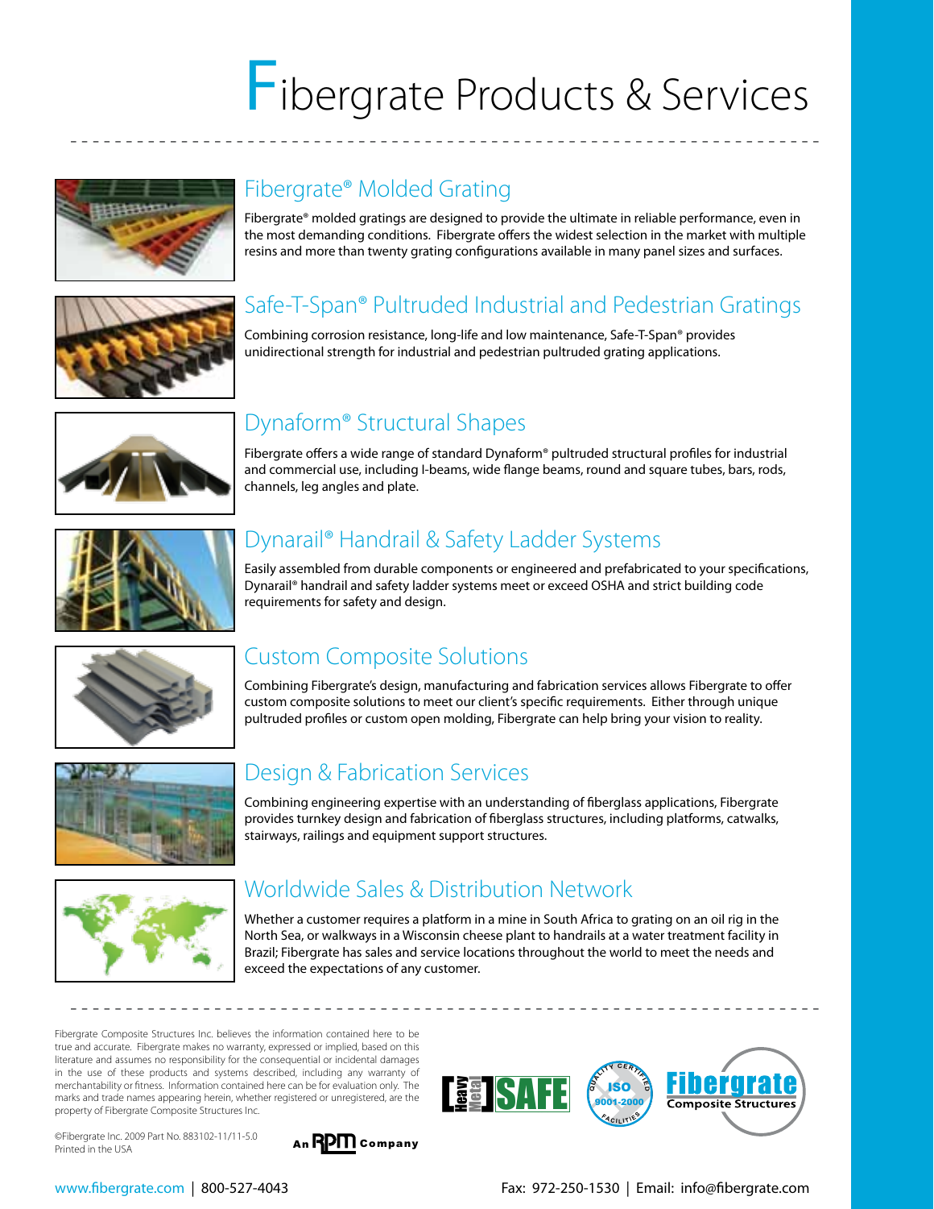# Fibergrate Products & Services

## Fibergrate® Molded Grating

Fibergrate® molded gratings are designed to provide the ultimate in reliable performance, even in the most demanding conditions. Fibergrate offers the widest selection in the market with multiple resins and more than twenty grating configurations available in many panel sizes and surfaces.

## Safe-T-Span® Pultruded Industrial and Pedestrian Gratings

Combining corrosion resistance, long-life and low maintenance, Safe-T-Span® provides unidirectional strength for industrial and pedestrian pultruded grating applications.

## Dynaform® Structural Shapes

Fibergrate offers a wide range of standard Dynaform® pultruded structural profiles for industrial and commercial use, including I-beams, wide flange beams, round and square tubes, bars, rods, channels, leg angles and plate.

## Dynarail® Handrail & Safety Ladder Systems

Easily assembled from durable components or engineered and prefabricated to your specifications, Dynarail® handrail and safety ladder systems meet or exceed OSHA and strict building code requirements for safety and design.

## Custom Composite Solutions

Combining Fibergrate's design, manufacturing and fabrication services allows Fibergrate to offer custom composite solutions to meet our client's specific requirements. Either through unique pultruded profiles or custom open molding, Fibergrate can help bring your vision to reality.

## Design & Fabrication Services

Combining engineering expertise with an understanding of fiberglass applications, Fibergrate provides turnkey design and fabrication of fiberglass structures, including platforms, catwalks, stairways, railings and equipment support structures.

## Worldwide Sales & Distribution Network

Whether a customer requires a platform in a mine in South Africa to grating on an oil rig in the North Sea, or walkways in a Wisconsin cheese plant to handrails at a water treatment facility in Brazil; Fibergrate has sales and service locations throughout the world to meet the needs and exceed the expectations of any customer.

---

Fibergrate Composite Structures Inc. believes the information contained here to be true and accurate. Fibergrate makes no warranty, expressed or implied, based on this literature and assumes no responsibility for the consequential or incidental damages in the use of these products and systems described, including any warranty of merchantability or fitness. Information contained here can be for evaluation only. The marks and trade names appearing herein, whether registered or unregistered, are the property of Fibergrate Composite Structures Inc.

©Fibergrate Inc. 2009 Part No. 883102-11/11-5.0
Printed in the USA

An RPM Company

Heavy Metal SAFE

Quality Certified ISO 9001-2000 Facilities

Fibergrate Composite Structures

www.fibergrate.com | 800-527-4043

Fax: 972-250-1530 | Email: info@fibergrate.com